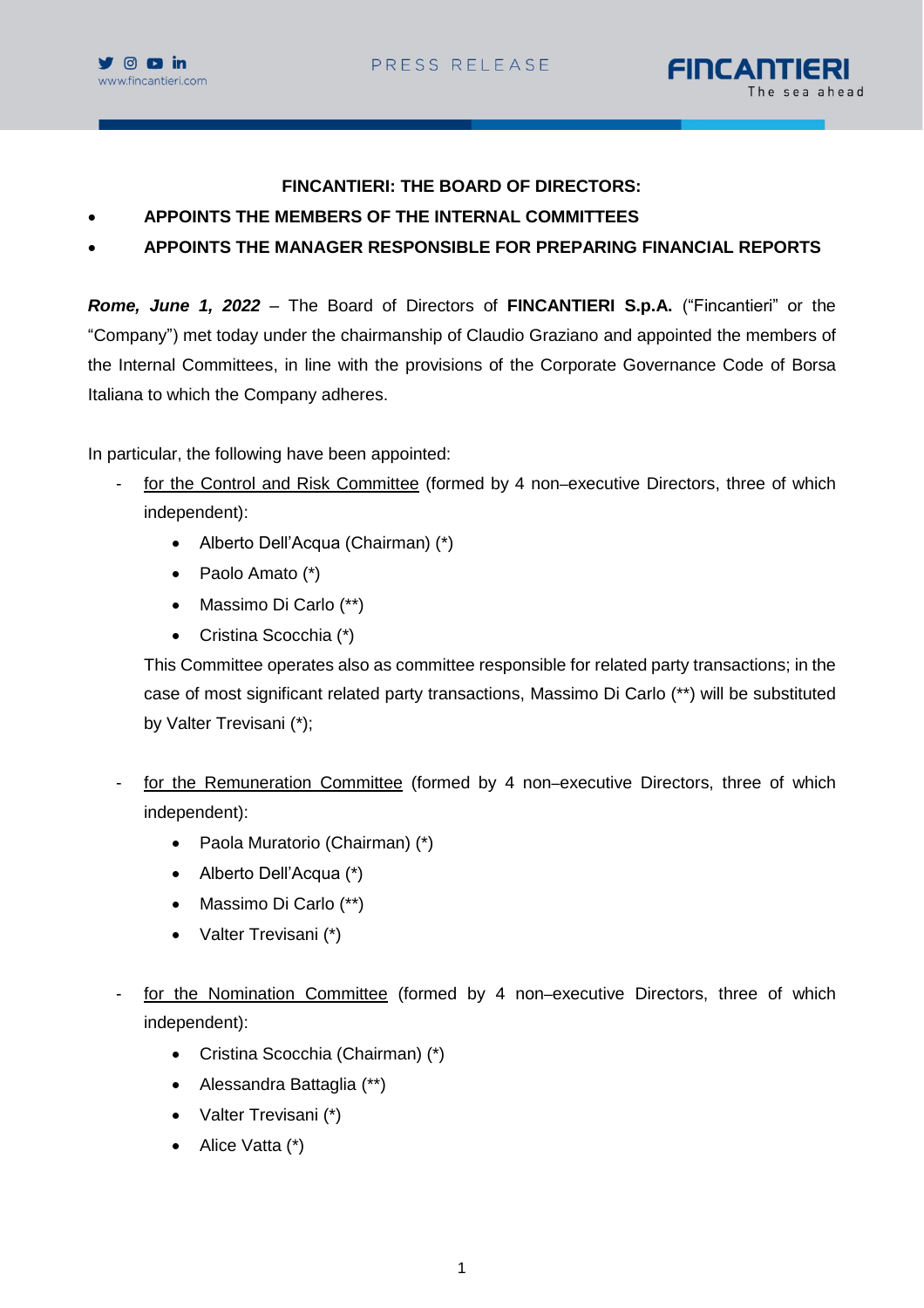**FINCANTIERI: THE BOARD OF DIRECTORS:**

- **APPOINTS THE MEMBERS OF THE INTERNAL COMMITTEES**
- **APPOINTS THE MANAGER RESPONSIBLE FOR PREPARING FINANCIAL REPORTS**

***Rome, June 1, 2022*** – The Board of Directors of **FINCANTIERI S.p.A.** ("Fincantieri" or the "Company") met today under the chairmanship of Claudio Graziano and appointed the members of the Internal Committees, in line with the provisions of the Corporate Governance Code of Borsa Italiana to which the Company adheres.

In particular, the following have been appointed:

- <u>for the Control and Risk Committee</u> (formed by 4 non–executive Directors, three of which independent):
  - Alberto Dell'Acqua (Chairman) (*)
  - Paolo Amato (*)
  - Massimo Di Carlo (**)
  - Cristina Scocchia (*)

  This Committee operates also as committee responsible for related party transactions; in the case of most significant related party transactions, Massimo Di Carlo (**) will be substituted by Valter Trevisani (*);

- <u>for the Remuneration Committee</u> (formed by 4 non–executive Directors, three of which independent):
  - Paola Muratorio (Chairman) (*)
  - Alberto Dell'Acqua (*)
  - Massimo Di Carlo (**)
  - Valter Trevisani (*)

- <u>for the Nomination Committee</u> (formed by 4 non–executive Directors, three of which independent):
  - Cristina Scocchia (Chairman) (*)
  - Alessandra Battaglia (**)
  - Valter Trevisani (*)
  - Alice Vatta (*)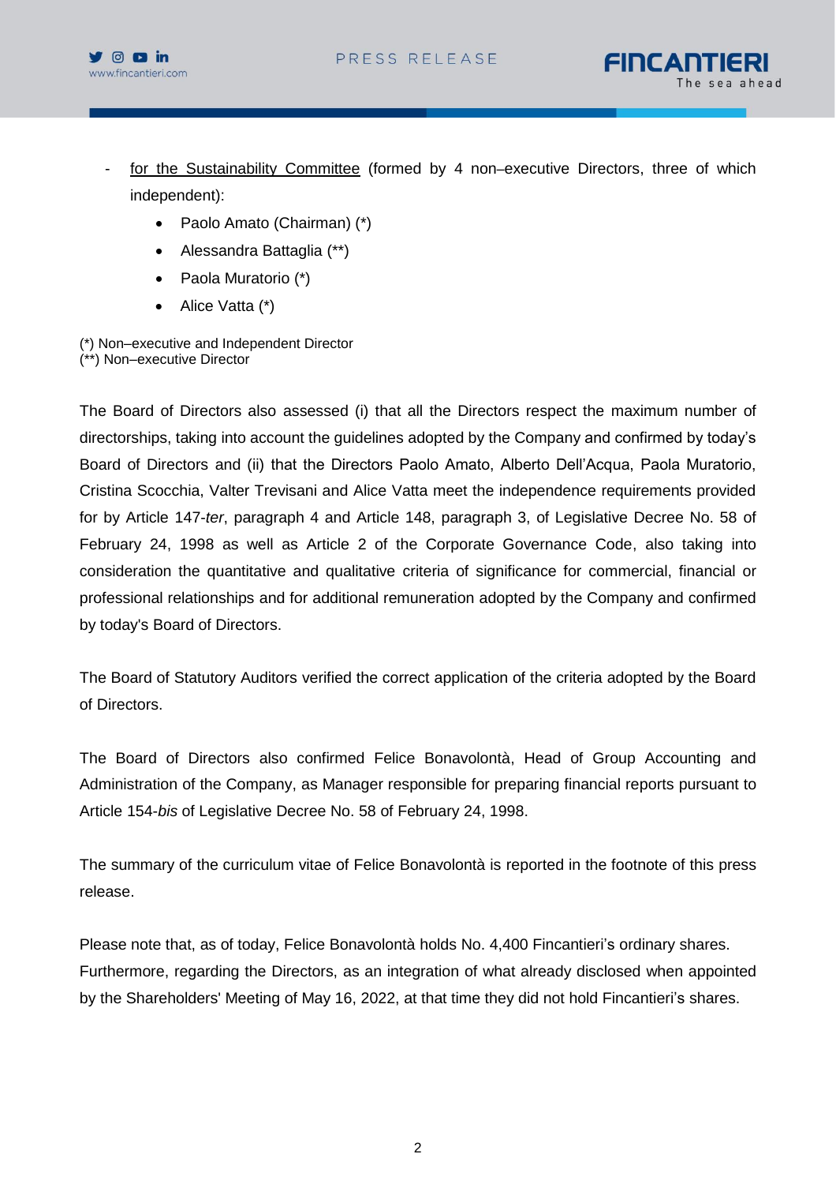- for the Sustainability Committee (formed by 4 non–executive Directors, three of which independent):
    - Paolo Amato (Chairman) (*)
    - Alessandra Battaglia (**)
    - Paola Muratorio (*)
    - Alice Vatta (*)

(*) Non–executive and Independent Director
(**) Non–executive Director

The Board of Directors also assessed (i) that all the Directors respect the maximum number of directorships, taking into account the guidelines adopted by the Company and confirmed by today's Board of Directors and (ii) that the Directors Paolo Amato, Alberto Dell'Acqua, Paola Muratorio, Cristina Scocchia, Valter Trevisani and Alice Vatta meet the independence requirements provided for by Article 147-*ter*, paragraph 4 and Article 148, paragraph 3, of Legislative Decree No. 58 of February 24, 1998 as well as Article 2 of the Corporate Governance Code, also taking into consideration the quantitative and qualitative criteria of significance for commercial, financial or professional relationships and for additional remuneration adopted by the Company and confirmed by today's Board of Directors.

The Board of Statutory Auditors verified the correct application of the criteria adopted by the Board of Directors.

The Board of Directors also confirmed Felice Bonavolontà, Head of Group Accounting and Administration of the Company, as Manager responsible for preparing financial reports pursuant to Article 154-*bis* of Legislative Decree No. 58 of February 24, 1998.

The summary of the curriculum vitae of Felice Bonavolontà is reported in the footnote of this press release.

Please note that, as of today, Felice Bonavolontà holds No. 4,400 Fincantieri's ordinary shares. Furthermore, regarding the Directors, as an integration of what already disclosed when appointed by the Shareholders' Meeting of May 16, 2022, at that time they did not hold Fincantieri's shares.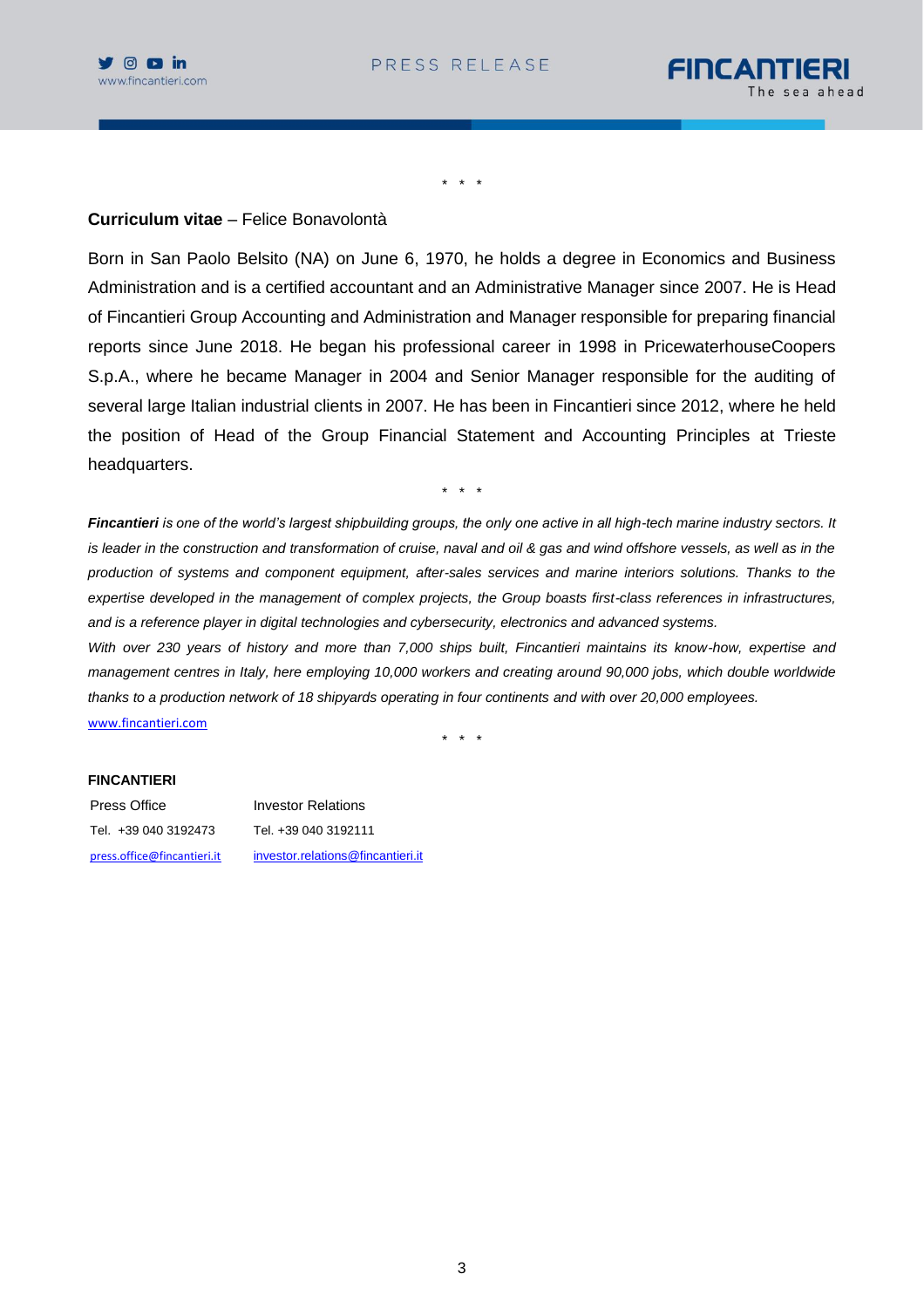\* \* \*

**Curriculum vitae** – Felice Bonavolontà

Born in San Paolo Belsito (NA) on June 6, 1970, he holds a degree in Economics and Business Administration and is a certified accountant and an Administrative Manager since 2007. He is Head of Fincantieri Group Accounting and Administration and Manager responsible for preparing financial reports since June 2018. He began his professional career in 1998 in PricewaterhouseCoopers S.p.A., where he became Manager in 2004 and Senior Manager responsible for the auditing of several large Italian industrial clients in 2007. He has been in Fincantieri since 2012, where he held the position of Head of the Group Financial Statement and Accounting Principles at Trieste headquarters.

\* \* \*

***Fincantieri*** *is one of the world's largest shipbuilding groups, the only one active in all high-tech marine industry sectors. It is leader in the construction and transformation of cruise, naval and oil & gas and wind offshore vessels, as well as in the production of systems and component equipment, after-sales services and marine interiors solutions. Thanks to the expertise developed in the management of complex projects, the Group boasts first-class references in infrastructures, and is a reference player in digital technologies and cybersecurity, electronics and advanced systems.*

*With over 230 years of history and more than 7,000 ships built, Fincantieri maintains its know-how, expertise and management centres in Italy, here employing 10,000 workers and creating around 90,000 jobs, which double worldwide thanks to a production network of 18 shipyards operating in four continents and with over 20,000 employees.*

www.fincantieri.com

\* \* \*

**FINCANTIERI**

| | |
|---|---|
| Press Office | Investor Relations |
| Tel. +39 040 3192473 | Tel. +39 040 3192111 |
| press.office@fincantieri.it | investor.relations@fincantieri.it |